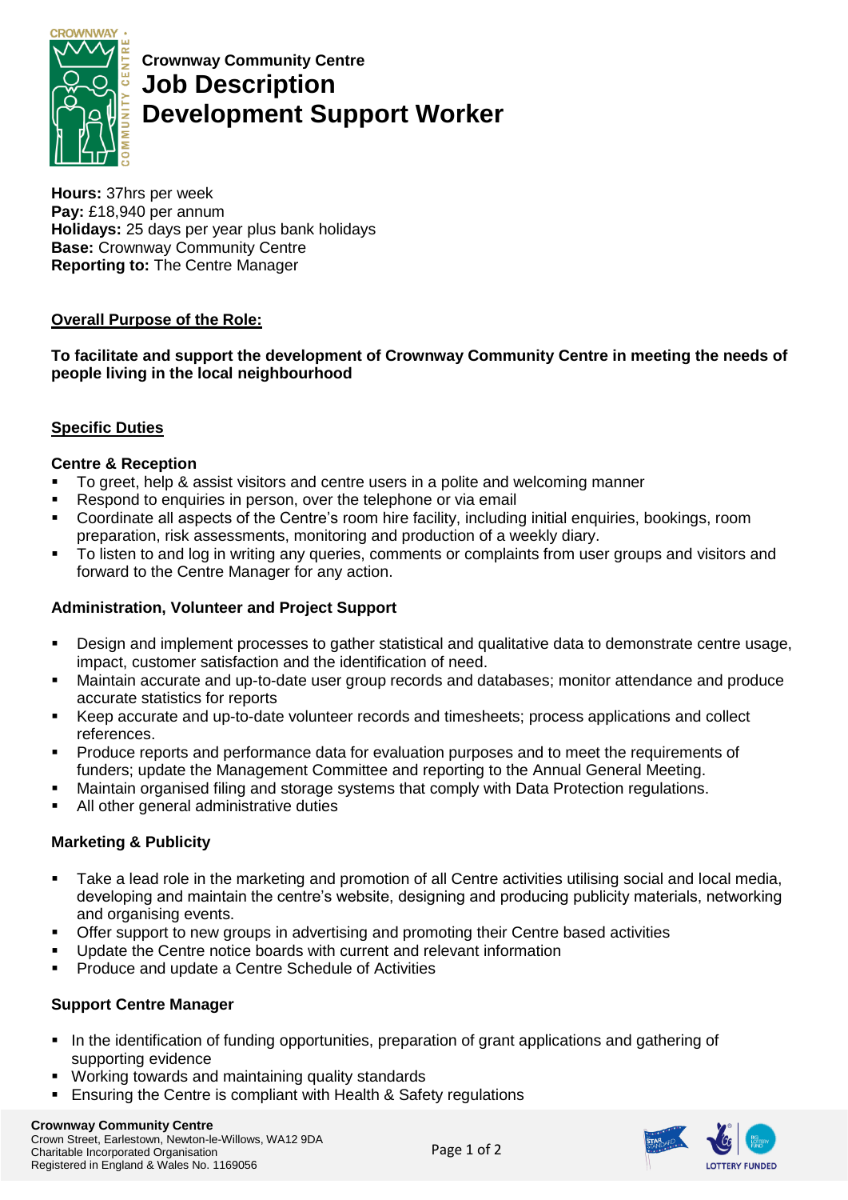**Crownway Community Centre**

# Job Description
# Development Support Worker

**Hours:** 37hrs per week
**Pay:** £18,940 per annum
**Holidays:** 25 days per year plus bank holidays
**Base:** Crownway Community Centre
**Reporting to:** The Centre Manager

## Overall Purpose of the Role:

**To facilitate and support the development of Crownway Community Centre in meeting the needs of people living in the local neighbourhood**

## Specific Duties

### Centre & Reception

- To greet, help & assist visitors and centre users in a polite and welcoming manner
- Respond to enquiries in person, over the telephone or via email
- Coordinate all aspects of the Centre's room hire facility, including initial enquiries, bookings, room preparation, risk assessments, monitoring and production of a weekly diary.
- To listen to and log in writing any queries, comments or complaints from user groups and visitors and forward to the Centre Manager for any action.

### Administration, Volunteer and Project Support

- Design and implement processes to gather statistical and qualitative data to demonstrate centre usage, impact, customer satisfaction and the identification of need.
- Maintain accurate and up-to-date user group records and databases; monitor attendance and produce accurate statistics for reports
- Keep accurate and up-to-date volunteer records and timesheets; process applications and collect references.
- Produce reports and performance data for evaluation purposes and to meet the requirements of funders; update the Management Committee and reporting to the Annual General Meeting.
- Maintain organised filing and storage systems that comply with Data Protection regulations.
- All other general administrative duties

### Marketing & Publicity

- Take a lead role in the marketing and promotion of all Centre activities utilising social and local media, developing and maintain the centre's website, designing and producing publicity materials, networking and organising events.
- Offer support to new groups in advertising and promoting their Centre based activities
- Update the Centre notice boards with current and relevant information
- Produce and update a Centre Schedule of Activities

### Support Centre Manager

- In the identification of funding opportunities, preparation of grant applications and gathering of supporting evidence
- Working towards and maintaining quality standards
- Ensuring the Centre is compliant with Health & Safety regulations

**Crownway Community Centre**
Crown Street, Earlestown, Newton-le-Willows, WA12 9DA
Charitable Incorporated Organisation
Registered in England & Wales No. 1169056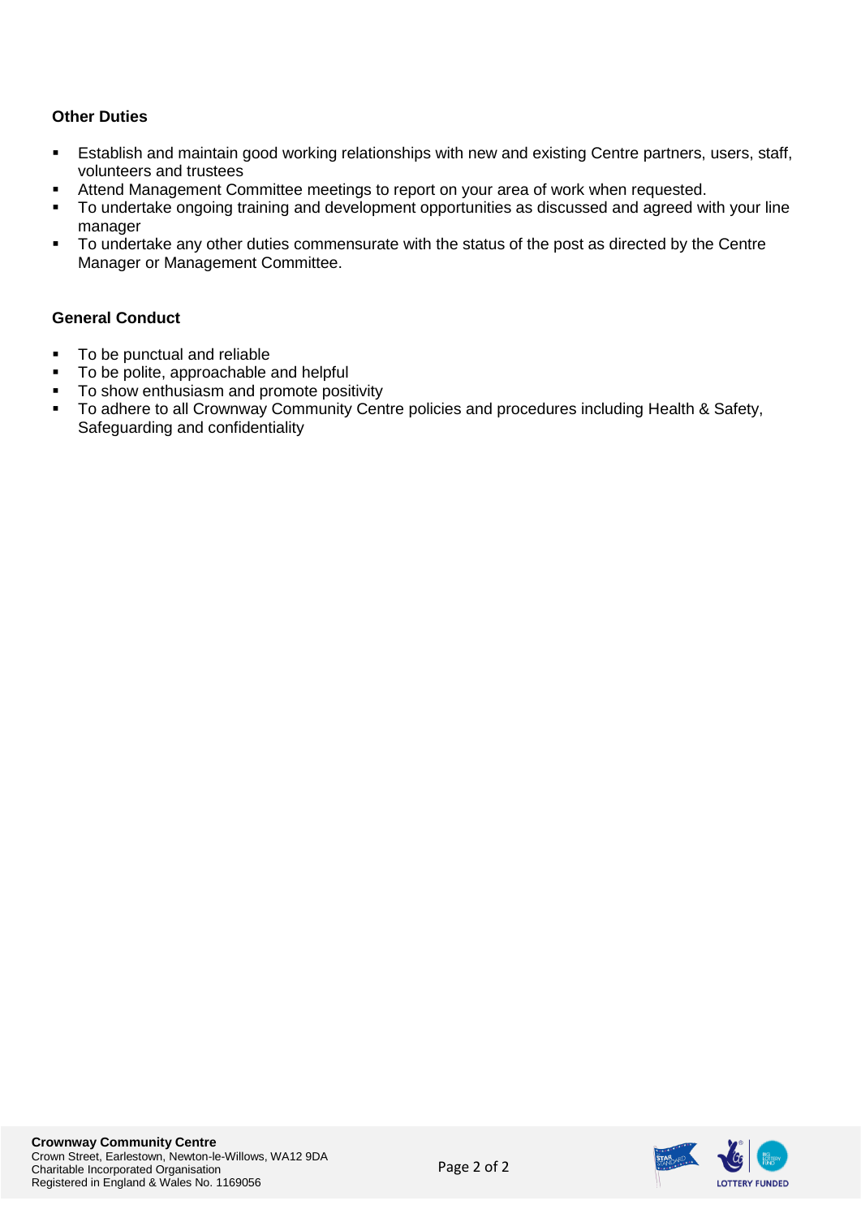**Other Duties**

- Establish and maintain good working relationships with new and existing Centre partners, users, staff, volunteers and trustees
- Attend Management Committee meetings to report on your area of work when requested.
- To undertake ongoing training and development opportunities as discussed and agreed with your line manager
- To undertake any other duties commensurate with the status of the post as directed by the Centre Manager or Management Committee.

**General Conduct**

- To be punctual and reliable
- To be polite, approachable and helpful
- To show enthusiasm and promote positivity
- To adhere to all Crownway Community Centre policies and procedures including Health & Safety, Safeguarding and confidentiality